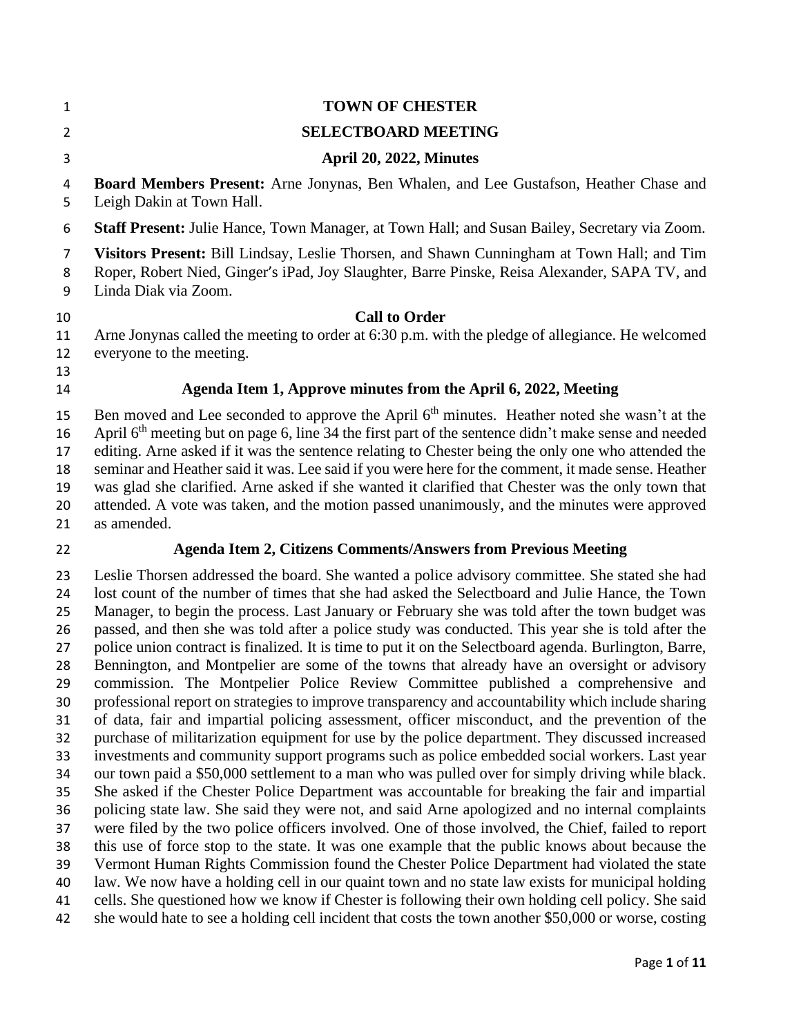# TOWN OF CHESTER

## SELECTBOARD MEETING

### April 20, 2022, Minutes

**Board Members Present:** Arne Jonynas, Ben Whalen, and Lee Gustafson, Heather Chase and Leigh Dakin at Town Hall.

**Staff Present:** Julie Hance, Town Manager, at Town Hall; and Susan Bailey, Secretary via Zoom.

**Visitors Present:** Bill Lindsay, Leslie Thorsen, and Shawn Cunningham at Town Hall; and Tim Roper, Robert Nied, Ginger's iPad, Joy Slaughter, Barre Pinske, Reisa Alexander, SAPA TV, and Linda Diak via Zoom.

### Call to Order

Arne Jonynas called the meeting to order at 6:30 p.m. with the pledge of allegiance. He welcomed everyone to the meeting.

### Agenda Item 1, Approve minutes from the April 6, 2022, Meeting

Ben moved and Lee seconded to approve the April 6th minutes. Heather noted she wasn't at the April 6th meeting but on page 6, line 34 the first part of the sentence didn't make sense and needed editing. Arne asked if it was the sentence relating to Chester being the only one who attended the seminar and Heather said it was. Lee said if you were here for the comment, it made sense. Heather was glad she clarified. Arne asked if she wanted it clarified that Chester was the only town that attended. A vote was taken, and the motion passed unanimously, and the minutes were approved as amended.

### Agenda Item 2, Citizens Comments/Answers from Previous Meeting

Leslie Thorsen addressed the board. She wanted a police advisory committee. She stated she had lost count of the number of times that she had asked the Selectboard and Julie Hance, the Town Manager, to begin the process. Last January or February she was told after the town budget was passed, and then she was told after a police study was conducted. This year she is told after the police union contract is finalized. It is time to put it on the Selectboard agenda. Burlington, Barre, Bennington, and Montpelier are some of the towns that already have an oversight or advisory commission. The Montpelier Police Review Committee published a comprehensive and professional report on strategies to improve transparency and accountability which include sharing of data, fair and impartial policing assessment, officer misconduct, and the prevention of the purchase of militarization equipment for use by the police department. They discussed increased investments and community support programs such as police embedded social workers. Last year our town paid a $50,000 settlement to a man who was pulled over for simply driving while black. She asked if the Chester Police Department was accountable for breaking the fair and impartial policing state law. She said they were not, and said Arne apologized and no internal complaints were filed by the two police officers involved. One of those involved, the Chief, failed to report this use of force stop to the state. It was one example that the public knows about because the Vermont Human Rights Commission found the Chester Police Department had violated the state law. We now have a holding cell in our quaint town and no state law exists for municipal holding cells. She questioned how we know if Chester is following their own holding cell policy. She said she would hate to see a holding cell incident that costs the town another $50,000 or worse, costing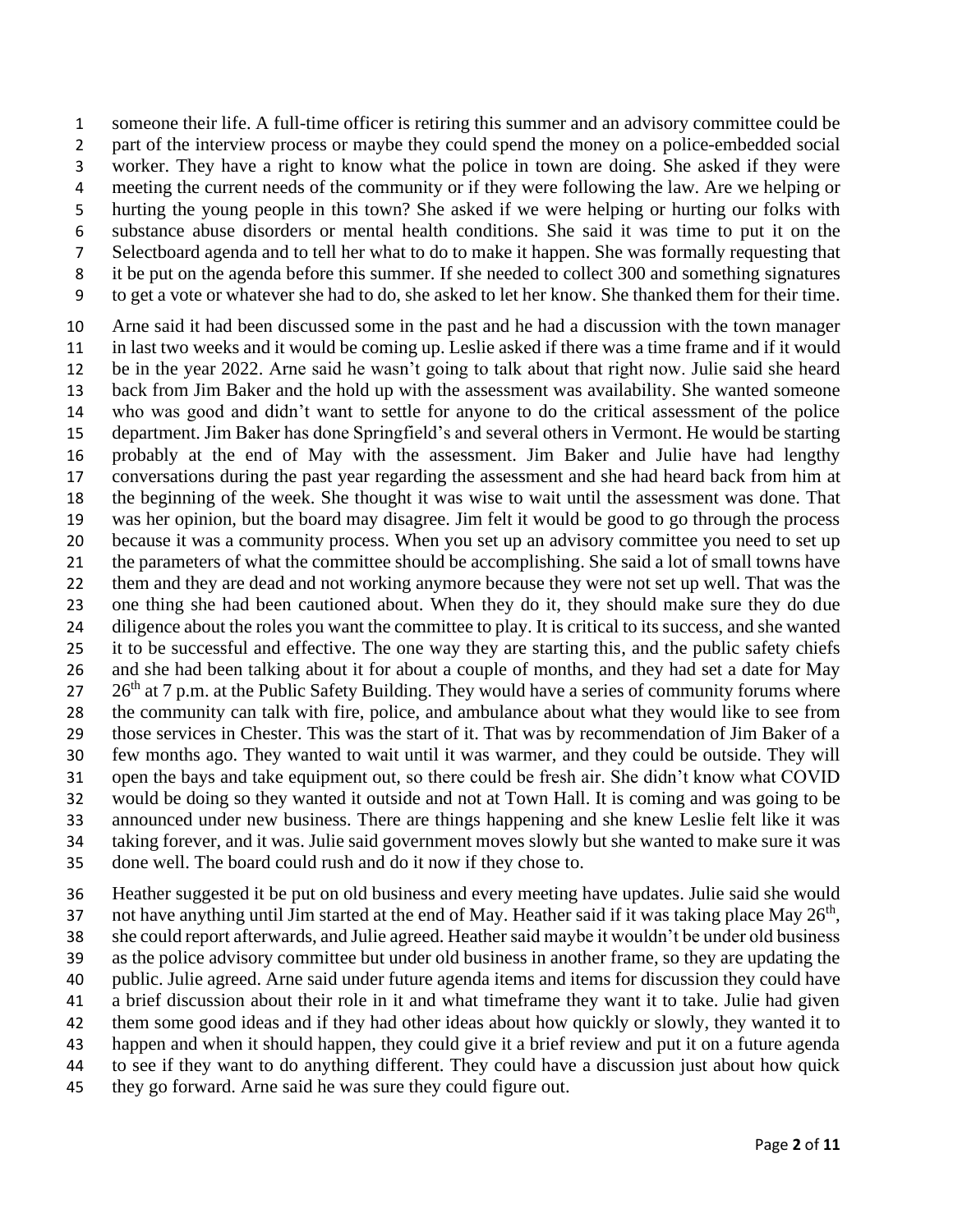someone their life. A full-time officer is retiring this summer and an advisory committee could be part of the interview process or maybe they could spend the money on a police-embedded social worker. They have a right to know what the police in town are doing. She asked if they were meeting the current needs of the community or if they were following the law. Are we helping or hurting the young people in this town? She asked if we were helping or hurting our folks with substance abuse disorders or mental health conditions. She said it was time to put it on the Selectboard agenda and to tell her what to do to make it happen. She was formally requesting that it be put on the agenda before this summer. If she needed to collect 300 and something signatures to get a vote or whatever she had to do, she asked to let her know. She thanked them for their time.

Arne said it had been discussed some in the past and he had a discussion with the town manager in last two weeks and it would be coming up. Leslie asked if there was a time frame and if it would be in the year 2022. Arne said he wasn't going to talk about that right now. Julie said she heard back from Jim Baker and the hold up with the assessment was availability. She wanted someone who was good and didn't want to settle for anyone to do the critical assessment of the police department. Jim Baker has done Springfield's and several others in Vermont. He would be starting probably at the end of May with the assessment. Jim Baker and Julie have had lengthy conversations during the past year regarding the assessment and she had heard back from him at the beginning of the week. She thought it was wise to wait until the assessment was done. That was her opinion, but the board may disagree. Jim felt it would be good to go through the process because it was a community process. When you set up an advisory committee you need to set up the parameters of what the committee should be accomplishing. She said a lot of small towns have them and they are dead and not working anymore because they were not set up well. That was the one thing she had been cautioned about. When they do it, they should make sure they do due diligence about the roles you want the committee to play. It is critical to its success, and she wanted it to be successful and effective. The one way they are starting this, and the public safety chiefs and she had been talking about it for about a couple of months, and they had set a date for May 26th at 7 p.m. at the Public Safety Building. They would have a series of community forums where the community can talk with fire, police, and ambulance about what they would like to see from those services in Chester. This was the start of it. That was by recommendation of Jim Baker of a few months ago. They wanted to wait until it was warmer, and they could be outside. They will open the bays and take equipment out, so there could be fresh air. She didn't know what COVID would be doing so they wanted it outside and not at Town Hall. It is coming and was going to be announced under new business. There are things happening and she knew Leslie felt like it was taking forever, and it was. Julie said government moves slowly but she wanted to make sure it was done well. The board could rush and do it now if they chose to.

Heather suggested it be put on old business and every meeting have updates. Julie said she would not have anything until Jim started at the end of May. Heather said if it was taking place May 26th, she could report afterwards, and Julie agreed. Heather said maybe it wouldn't be under old business as the police advisory committee but under old business in another frame, so they are updating the public. Julie agreed. Arne said under future agenda items and items for discussion they could have a brief discussion about their role in it and what timeframe they want it to take. Julie had given them some good ideas and if they had other ideas about how quickly or slowly, they wanted it to happen and when it should happen, they could give it a brief review and put it on a future agenda to see if they want to do anything different. They could have a discussion just about how quick they go forward. Arne said he was sure they could figure out.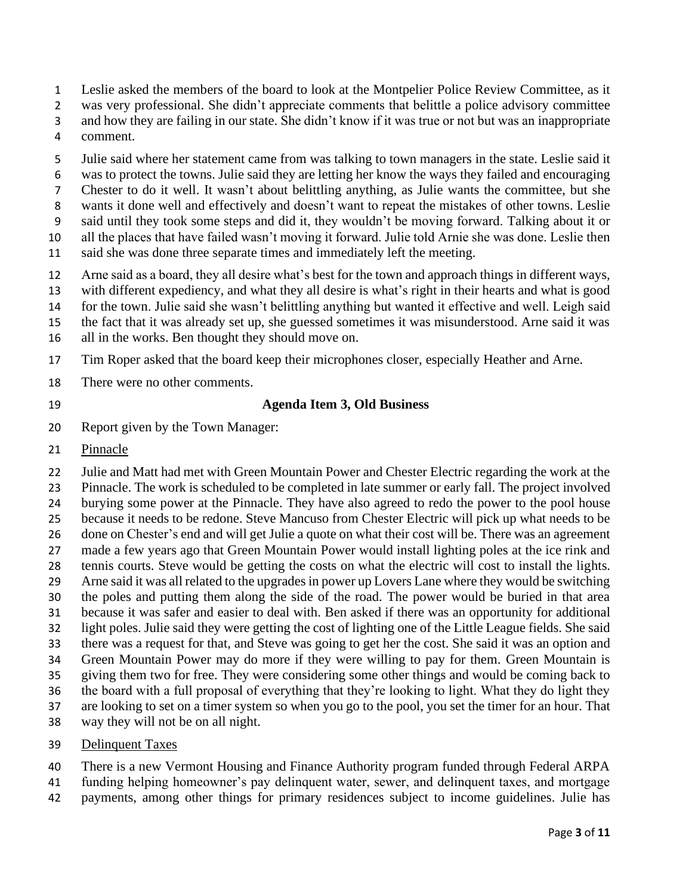Leslie asked the members of the board to look at the Montpelier Police Review Committee, as it was very professional. She didn't appreciate comments that belittle a police advisory committee and how they are failing in our state. She didn't know if it was true or not but was an inappropriate comment.

Julie said where her statement came from was talking to town managers in the state. Leslie said it was to protect the towns. Julie said they are letting her know the ways they failed and encouraging Chester to do it well. It wasn't about belittling anything, as Julie wants the committee, but she wants it done well and effectively and doesn't want to repeat the mistakes of other towns. Leslie said until they took some steps and did it, they wouldn't be moving forward. Talking about it or all the places that have failed wasn't moving it forward. Julie told Arnie she was done. Leslie then said she was done three separate times and immediately left the meeting.

Arne said as a board, they all desire what's best for the town and approach things in different ways, with different expediency, and what they all desire is what's right in their hearts and what is good for the town. Julie said she wasn't belittling anything but wanted it effective and well. Leigh said the fact that it was already set up, she guessed sometimes it was misunderstood. Arne said it was all in the works. Ben thought they should move on.

Tim Roper asked that the board keep their microphones closer, especially Heather and Arne.

There were no other comments.

**Agenda Item 3, Old Business**

Report given by the Town Manager:

Pinnacle

Julie and Matt had met with Green Mountain Power and Chester Electric regarding the work at the Pinnacle. The work is scheduled to be completed in late summer or early fall. The project involved burying some power at the Pinnacle. They have also agreed to redo the power to the pool house because it needs to be redone. Steve Mancuso from Chester Electric will pick up what needs to be done on Chester's end and will get Julie a quote on what their cost will be. There was an agreement made a few years ago that Green Mountain Power would install lighting poles at the ice rink and tennis courts. Steve would be getting the costs on what the electric will cost to install the lights. Arne said it was all related to the upgrades in power up Lovers Lane where they would be switching the poles and putting them along the side of the road. The power would be buried in that area because it was safer and easier to deal with. Ben asked if there was an opportunity for additional light poles. Julie said they were getting the cost of lighting one of the Little League fields. She said there was a request for that, and Steve was going to get her the cost. She said it was an option and Green Mountain Power may do more if they were willing to pay for them. Green Mountain is giving them two for free. They were considering some other things and would be coming back to the board with a full proposal of everything that they're looking to light. What they do light they are looking to set on a timer system so when you go to the pool, you set the timer for an hour. That way they will not be on all night.

Delinquent Taxes

There is a new Vermont Housing and Finance Authority program funded through Federal ARPA funding helping homeowner's pay delinquent water, sewer, and delinquent taxes, and mortgage payments, among other things for primary residences subject to income guidelines. Julie has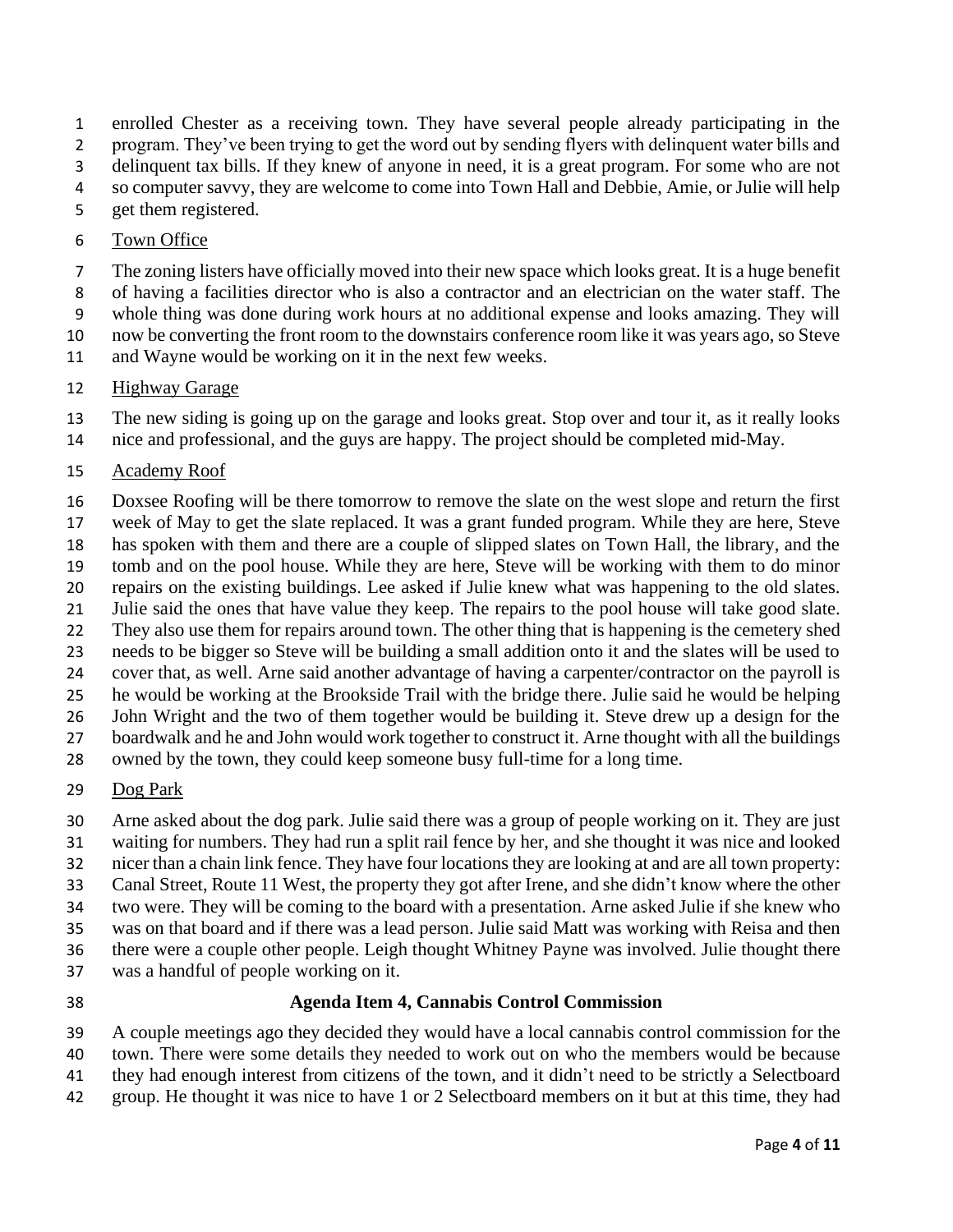enrolled Chester as a receiving town. They have several people already participating in the program. They've been trying to get the word out by sending flyers with delinquent water bills and delinquent tax bills. If they knew of anyone in need, it is a great program. For some who are not so computer savvy, they are welcome to come into Town Hall and Debbie, Amie, or Julie will help get them registered.

Town Office

The zoning listers have officially moved into their new space which looks great. It is a huge benefit of having a facilities director who is also a contractor and an electrician on the water staff. The whole thing was done during work hours at no additional expense and looks amazing. They will now be converting the front room to the downstairs conference room like it was years ago, so Steve and Wayne would be working on it in the next few weeks.

Highway Garage

The new siding is going up on the garage and looks great. Stop over and tour it, as it really looks nice and professional, and the guys are happy. The project should be completed mid-May.

Academy Roof

Doxsee Roofing will be there tomorrow to remove the slate on the west slope and return the first week of May to get the slate replaced. It was a grant funded program. While they are here, Steve has spoken with them and there are a couple of slipped slates on Town Hall, the library, and the tomb and on the pool house. While they are here, Steve will be working with them to do minor repairs on the existing buildings. Lee asked if Julie knew what was happening to the old slates. Julie said the ones that have value they keep. The repairs to the pool house will take good slate. They also use them for repairs around town. The other thing that is happening is the cemetery shed needs to be bigger so Steve will be building a small addition onto it and the slates will be used to cover that, as well. Arne said another advantage of having a carpenter/contractor on the payroll is he would be working at the Brookside Trail with the bridge there. Julie said he would be helping John Wright and the two of them together would be building it. Steve drew up a design for the boardwalk and he and John would work together to construct it. Arne thought with all the buildings owned by the town, they could keep someone busy full-time for a long time.

Dog Park

Arne asked about the dog park. Julie said there was a group of people working on it. They are just waiting for numbers. They had run a split rail fence by her, and she thought it was nice and looked nicer than a chain link fence. They have four locations they are looking at and are all town property: Canal Street, Route 11 West, the property they got after Irene, and she didn't know where the other two were. They will be coming to the board with a presentation. Arne asked Julie if she knew who was on that board and if there was a lead person. Julie said Matt was working with Reisa and then there were a couple other people. Leigh thought Whitney Payne was involved. Julie thought there was a handful of people working on it.

**Agenda Item 4, Cannabis Control Commission**

A couple meetings ago they decided they would have a local cannabis control commission for the town. There were some details they needed to work out on who the members would be because they had enough interest from citizens of the town, and it didn't need to be strictly a Selectboard group. He thought it was nice to have 1 or 2 Selectboard members on it but at this time, they had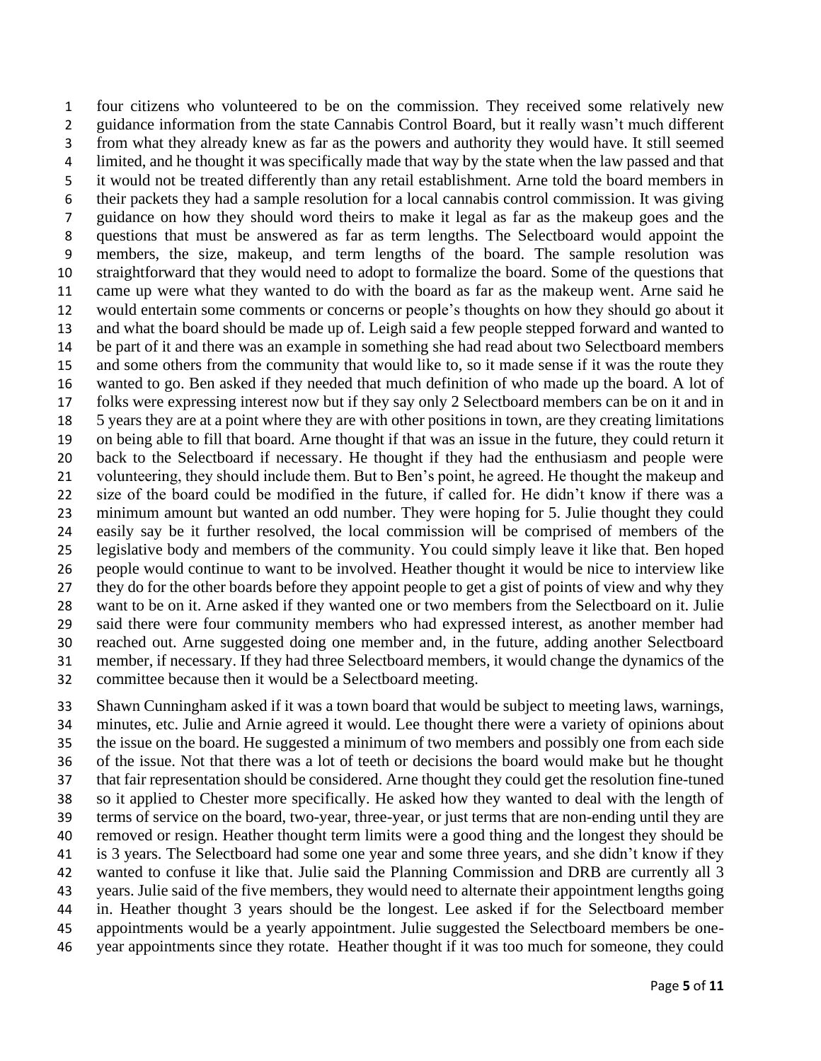four citizens who volunteered to be on the commission. They received some relatively new guidance information from the state Cannabis Control Board, but it really wasn't much different from what they already knew as far as the powers and authority they would have. It still seemed limited, and he thought it was specifically made that way by the state when the law passed and that it would not be treated differently than any retail establishment. Arne told the board members in their packets they had a sample resolution for a local cannabis control commission. It was giving guidance on how they should word theirs to make it legal as far as the makeup goes and the questions that must be answered as far as term lengths. The Selectboard would appoint the members, the size, makeup, and term lengths of the board. The sample resolution was straightforward that they would need to adopt to formalize the board. Some of the questions that came up were what they wanted to do with the board as far as the makeup went. Arne said he would entertain some comments or concerns or people's thoughts on how they should go about it and what the board should be made up of. Leigh said a few people stepped forward and wanted to be part of it and there was an example in something she had read about two Selectboard members and some others from the community that would like to, so it made sense if it was the route they wanted to go. Ben asked if they needed that much definition of who made up the board. A lot of folks were expressing interest now but if they say only 2 Selectboard members can be on it and in 5 years they are at a point where they are with other positions in town, are they creating limitations on being able to fill that board. Arne thought if that was an issue in the future, they could return it back to the Selectboard if necessary. He thought if they had the enthusiasm and people were volunteering, they should include them. But to Ben's point, he agreed. He thought the makeup and size of the board could be modified in the future, if called for. He didn't know if there was a minimum amount but wanted an odd number. They were hoping for 5. Julie thought they could easily say be it further resolved, the local commission will be comprised of members of the legislative body and members of the community. You could simply leave it like that. Ben hoped people would continue to want to be involved. Heather thought it would be nice to interview like they do for the other boards before they appoint people to get a gist of points of view and why they want to be on it. Arne asked if they wanted one or two members from the Selectboard on it. Julie said there were four community members who had expressed interest, as another member had reached out. Arne suggested doing one member and, in the future, adding another Selectboard member, if necessary. If they had three Selectboard members, it would change the dynamics of the committee because then it would be a Selectboard meeting.

Shawn Cunningham asked if it was a town board that would be subject to meeting laws, warnings, minutes, etc. Julie and Arnie agreed it would. Lee thought there were a variety of opinions about the issue on the board. He suggested a minimum of two members and possibly one from each side of the issue. Not that there was a lot of teeth or decisions the board would make but he thought that fair representation should be considered. Arne thought they could get the resolution fine-tuned so it applied to Chester more specifically. He asked how they wanted to deal with the length of terms of service on the board, two-year, three-year, or just terms that are non-ending until they are removed or resign. Heather thought term limits were a good thing and the longest they should be is 3 years. The Selectboard had some one year and some three years, and she didn't know if they wanted to confuse it like that. Julie said the Planning Commission and DRB are currently all 3 years. Julie said of the five members, they would need to alternate their appointment lengths going in. Heather thought 3 years should be the longest. Lee asked if for the Selectboard member appointments would be a yearly appointment. Julie suggested the Selectboard members be one-year appointments since they rotate. Heather thought if it was too much for someone, they could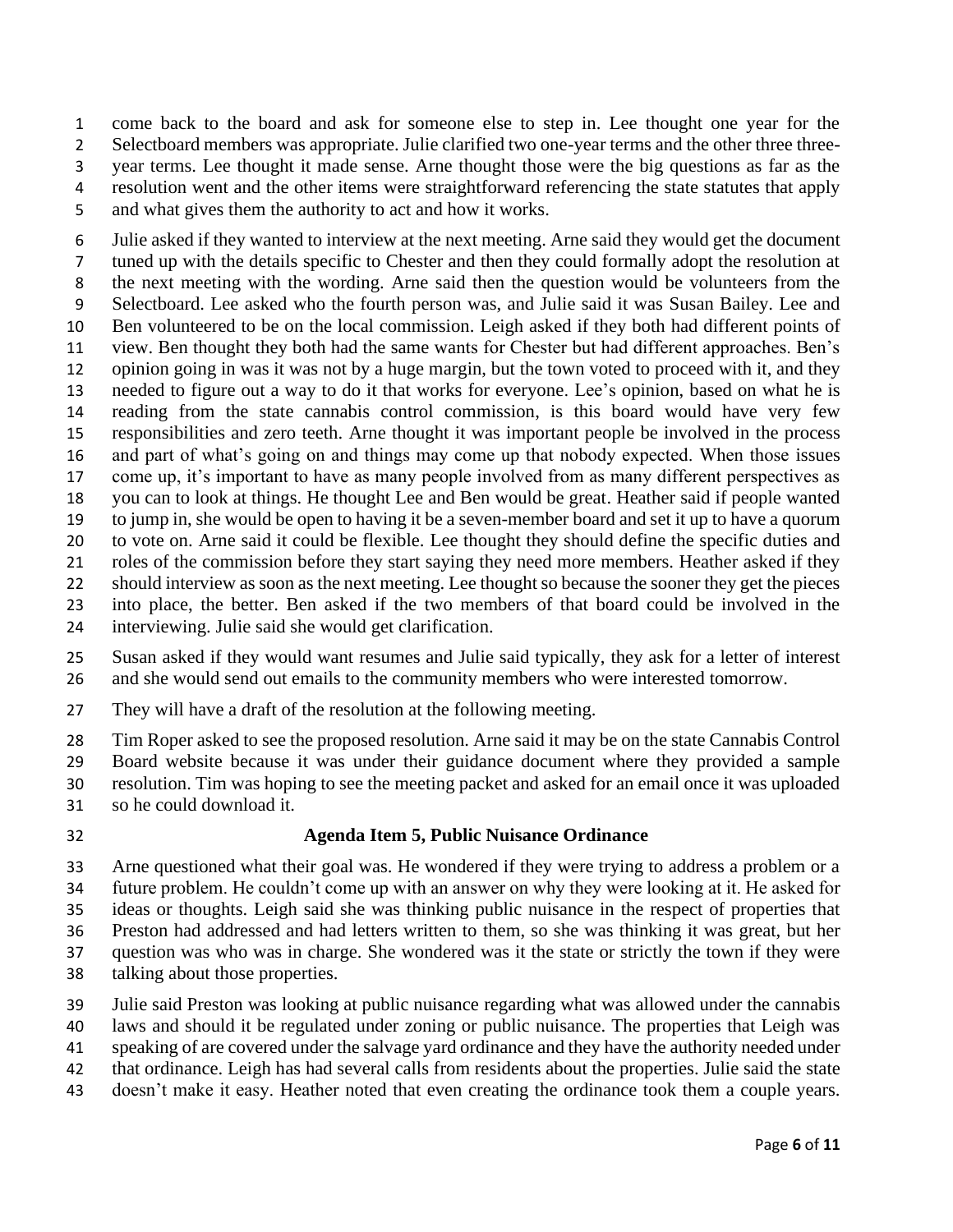come back to the board and ask for someone else to step in. Lee thought one year for the Selectboard members was appropriate. Julie clarified two one-year terms and the other three three-year terms. Lee thought it made sense. Arne thought those were the big questions as far as the resolution went and the other items were straightforward referencing the state statutes that apply and what gives them the authority to act and how it works.

Julie asked if they wanted to interview at the next meeting. Arne said they would get the document tuned up with the details specific to Chester and then they could formally adopt the resolution at the next meeting with the wording. Arne said then the question would be volunteers from the Selectboard. Lee asked who the fourth person was, and Julie said it was Susan Bailey. Lee and Ben volunteered to be on the local commission. Leigh asked if they both had different points of view. Ben thought they both had the same wants for Chester but had different approaches. Ben's opinion going in was it was not by a huge margin, but the town voted to proceed with it, and they needed to figure out a way to do it that works for everyone. Lee's opinion, based on what he is reading from the state cannabis control commission, is this board would have very few responsibilities and zero teeth. Arne thought it was important people be involved in the process and part of what's going on and things may come up that nobody expected. When those issues come up, it's important to have as many people involved from as many different perspectives as you can to look at things. He thought Lee and Ben would be great. Heather said if people wanted to jump in, she would be open to having it be a seven-member board and set it up to have a quorum to vote on. Arne said it could be flexible. Lee thought they should define the specific duties and roles of the commission before they start saying they need more members. Heather asked if they should interview as soon as the next meeting. Lee thought so because the sooner they get the pieces into place, the better. Ben asked if the two members of that board could be involved in the interviewing. Julie said she would get clarification.

Susan asked if they would want resumes and Julie said typically, they ask for a letter of interest and she would send out emails to the community members who were interested tomorrow.

They will have a draft of the resolution at the following meeting.

Tim Roper asked to see the proposed resolution. Arne said it may be on the state Cannabis Control Board website because it was under their guidance document where they provided a sample resolution. Tim was hoping to see the meeting packet and asked for an email once it was uploaded so he could download it.

### Agenda Item 5, Public Nuisance Ordinance

Arne questioned what their goal was. He wondered if they were trying to address a problem or a future problem. He couldn't come up with an answer on why they were looking at it. He asked for ideas or thoughts. Leigh said she was thinking public nuisance in the respect of properties that Preston had addressed and had letters written to them, so she was thinking it was great, but her question was who was in charge. She wondered was it the state or strictly the town if they were talking about those properties.

Julie said Preston was looking at public nuisance regarding what was allowed under the cannabis laws and should it be regulated under zoning or public nuisance. The properties that Leigh was speaking of are covered under the salvage yard ordinance and they have the authority needed under that ordinance. Leigh has had several calls from residents about the properties. Julie said the state doesn't make it easy. Heather noted that even creating the ordinance took them a couple years.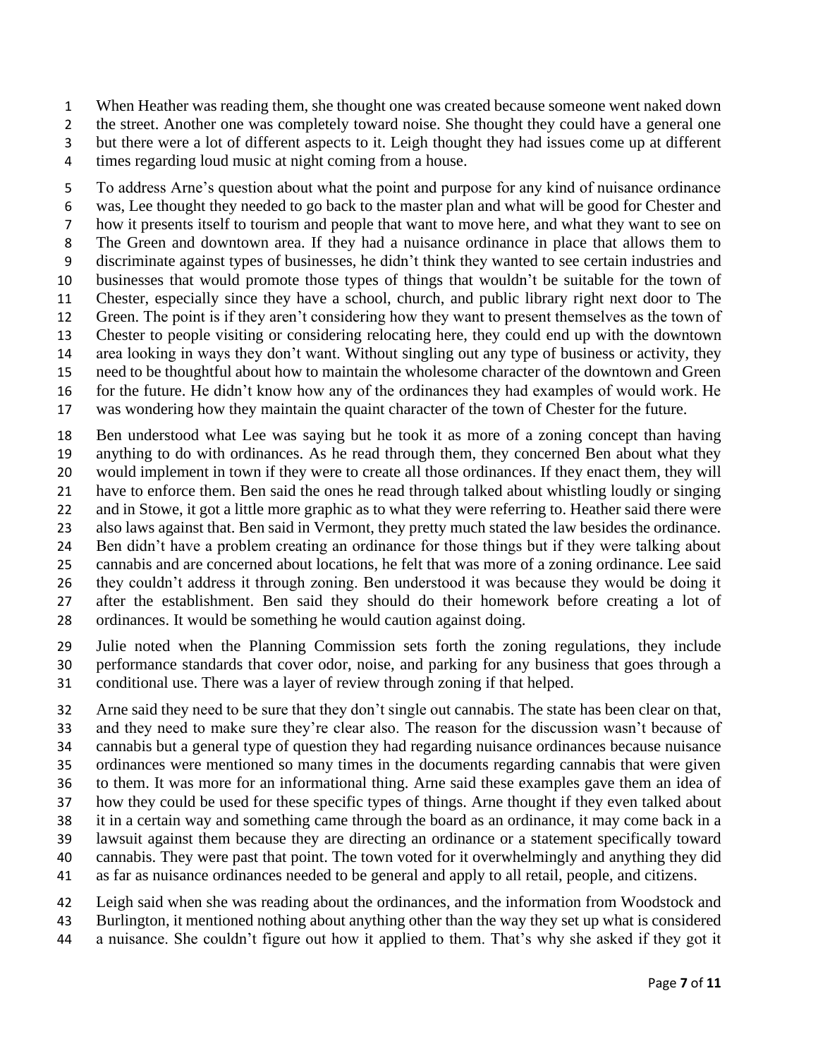When Heather was reading them, she thought one was created because someone went naked down the street. Another one was completely toward noise. She thought they could have a general one but there were a lot of different aspects to it. Leigh thought they had issues come up at different times regarding loud music at night coming from a house.

To address Arne's question about what the point and purpose for any kind of nuisance ordinance was, Lee thought they needed to go back to the master plan and what will be good for Chester and how it presents itself to tourism and people that want to move here, and what they want to see on The Green and downtown area. If they had a nuisance ordinance in place that allows them to discriminate against types of businesses, he didn't think they wanted to see certain industries and businesses that would promote those types of things that wouldn't be suitable for the town of Chester, especially since they have a school, church, and public library right next door to The Green. The point is if they aren't considering how they want to present themselves as the town of Chester to people visiting or considering relocating here, they could end up with the downtown area looking in ways they don't want. Without singling out any type of business or activity, they need to be thoughtful about how to maintain the wholesome character of the downtown and Green for the future. He didn't know how any of the ordinances they had examples of would work. He was wondering how they maintain the quaint character of the town of Chester for the future.

Ben understood what Lee was saying but he took it as more of a zoning concept than having anything to do with ordinances. As he read through them, they concerned Ben about what they would implement in town if they were to create all those ordinances. If they enact them, they will have to enforce them. Ben said the ones he read through talked about whistling loudly or singing and in Stowe, it got a little more graphic as to what they were referring to. Heather said there were also laws against that. Ben said in Vermont, they pretty much stated the law besides the ordinance. Ben didn't have a problem creating an ordinance for those things but if they were talking about cannabis and are concerned about locations, he felt that was more of a zoning ordinance. Lee said they couldn't address it through zoning. Ben understood it was because they would be doing it after the establishment. Ben said they should do their homework before creating a lot of ordinances. It would be something he would caution against doing.

Julie noted when the Planning Commission sets forth the zoning regulations, they include performance standards that cover odor, noise, and parking for any business that goes through a conditional use. There was a layer of review through zoning if that helped.

Arne said they need to be sure that they don't single out cannabis. The state has been clear on that, and they need to make sure they're clear also. The reason for the discussion wasn't because of cannabis but a general type of question they had regarding nuisance ordinances because nuisance ordinances were mentioned so many times in the documents regarding cannabis that were given to them. It was more for an informational thing. Arne said these examples gave them an idea of how they could be used for these specific types of things. Arne thought if they even talked about it in a certain way and something came through the board as an ordinance, it may come back in a lawsuit against them because they are directing an ordinance or a statement specifically toward cannabis. They were past that point. The town voted for it overwhelmingly and anything they did as far as nuisance ordinances needed to be general and apply to all retail, people, and citizens.

Leigh said when she was reading about the ordinances, and the information from Woodstock and Burlington, it mentioned nothing about anything other than the way they set up what is considered a nuisance. She couldn't figure out how it applied to them. That's why she asked if they got it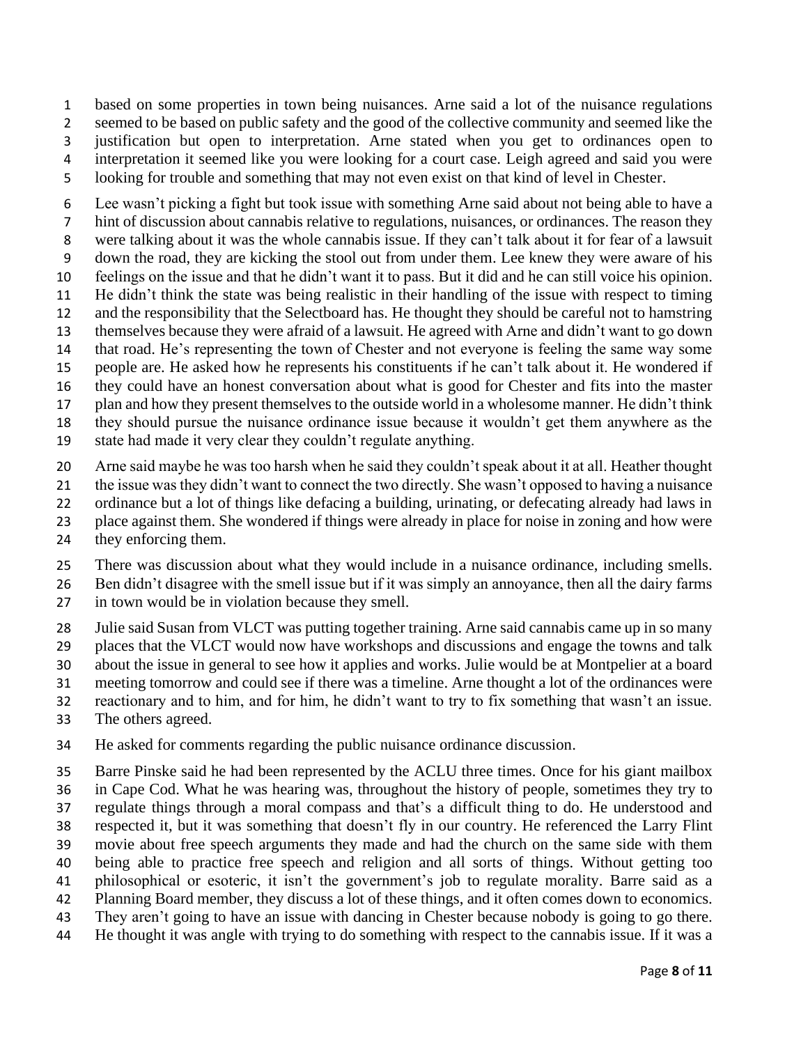based on some properties in town being nuisances. Arne said a lot of the nuisance regulations seemed to be based on public safety and the good of the collective community and seemed like the justification but open to interpretation. Arne stated when you get to ordinances open to interpretation it seemed like you were looking for a court case. Leigh agreed and said you were looking for trouble and something that may not even exist on that kind of level in Chester.

Lee wasn't picking a fight but took issue with something Arne said about not being able to have a hint of discussion about cannabis relative to regulations, nuisances, or ordinances. The reason they were talking about it was the whole cannabis issue. If they can't talk about it for fear of a lawsuit down the road, they are kicking the stool out from under them. Lee knew they were aware of his feelings on the issue and that he didn't want it to pass. But it did and he can still voice his opinion. He didn't think the state was being realistic in their handling of the issue with respect to timing and the responsibility that the Selectboard has. He thought they should be careful not to hamstring themselves because they were afraid of a lawsuit. He agreed with Arne and didn't want to go down that road. He's representing the town of Chester and not everyone is feeling the same way some people are. He asked how he represents his constituents if he can't talk about it. He wondered if they could have an honest conversation about what is good for Chester and fits into the master plan and how they present themselves to the outside world in a wholesome manner. He didn't think they should pursue the nuisance ordinance issue because it wouldn't get them anywhere as the state had made it very clear they couldn't regulate anything.

Arne said maybe he was too harsh when he said they couldn't speak about it at all. Heather thought the issue was they didn't want to connect the two directly. She wasn't opposed to having a nuisance ordinance but a lot of things like defacing a building, urinating, or defecating already had laws in place against them. She wondered if things were already in place for noise in zoning and how were they enforcing them.

There was discussion about what they would include in a nuisance ordinance, including smells. Ben didn't disagree with the smell issue but if it was simply an annoyance, then all the dairy farms in town would be in violation because they smell.

Julie said Susan from VLCT was putting together training. Arne said cannabis came up in so many places that the VLCT would now have workshops and discussions and engage the towns and talk about the issue in general to see how it applies and works. Julie would be at Montpelier at a board meeting tomorrow and could see if there was a timeline. Arne thought a lot of the ordinances were reactionary and to him, and for him, he didn't want to try to fix something that wasn't an issue. The others agreed.

He asked for comments regarding the public nuisance ordinance discussion.

Barre Pinske said he had been represented by the ACLU three times. Once for his giant mailbox in Cape Cod. What he was hearing was, throughout the history of people, sometimes they try to regulate things through a moral compass and that's a difficult thing to do. He understood and respected it, but it was something that doesn't fly in our country. He referenced the Larry Flint movie about free speech arguments they made and had the church on the same side with them being able to practice free speech and religion and all sorts of things. Without getting too philosophical or esoteric, it isn't the government's job to regulate morality. Barre said as a Planning Board member, they discuss a lot of these things, and it often comes down to economics. They aren't going to have an issue with dancing in Chester because nobody is going to go there. He thought it was angle with trying to do something with respect to the cannabis issue. If it was a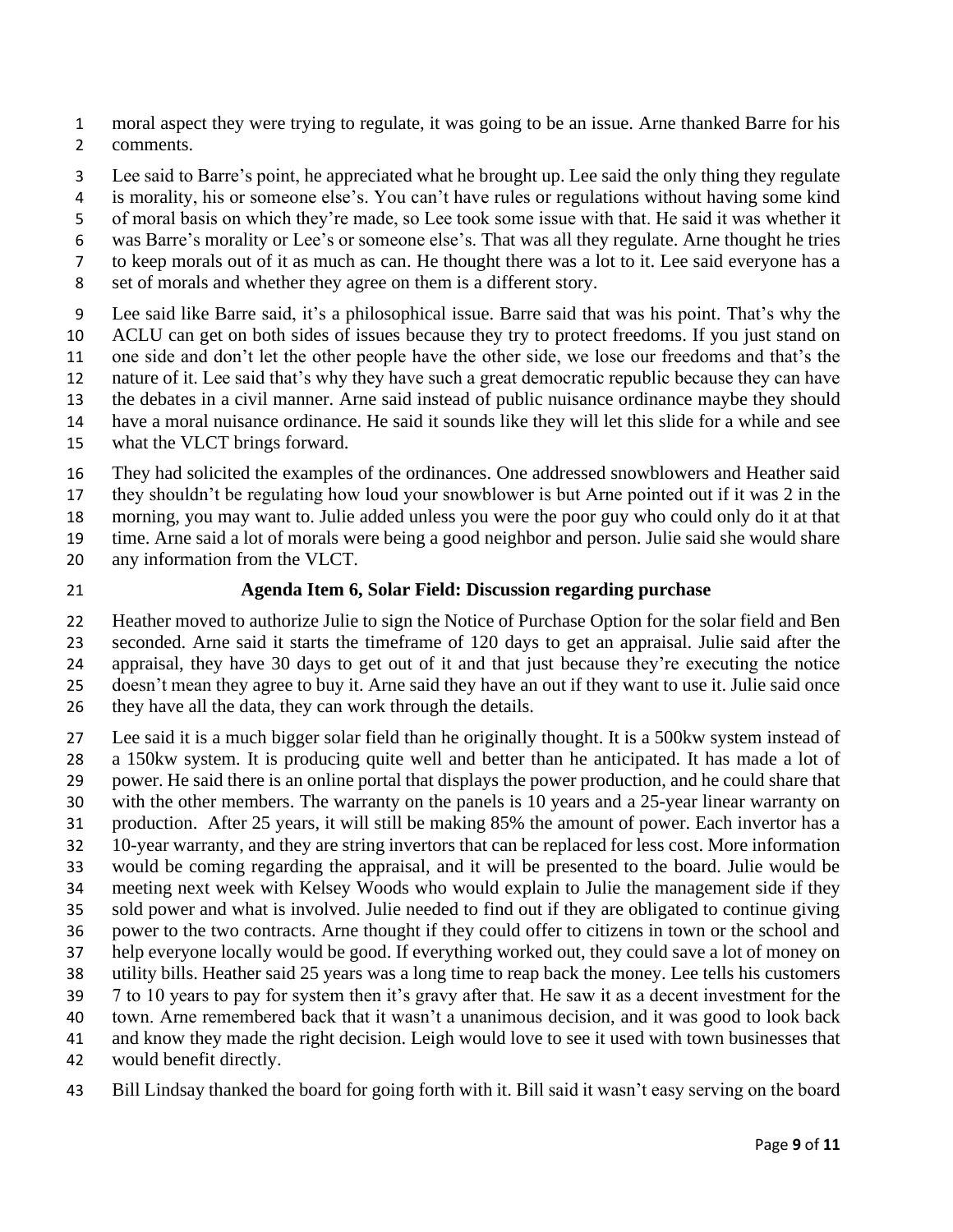moral aspect they were trying to regulate, it was going to be an issue. Arne thanked Barre for his comments.

Lee said to Barre's point, he appreciated what he brought up. Lee said the only thing they regulate is morality, his or someone else's. You can't have rules or regulations without having some kind of moral basis on which they're made, so Lee took some issue with that. He said it was whether it was Barre's morality or Lee's or someone else's. That was all they regulate. Arne thought he tries to keep morals out of it as much as can. He thought there was a lot to it. Lee said everyone has a set of morals and whether they agree on them is a different story.

Lee said like Barre said, it's a philosophical issue. Barre said that was his point. That's why the ACLU can get on both sides of issues because they try to protect freedoms. If you just stand on one side and don't let the other people have the other side, we lose our freedoms and that's the nature of it. Lee said that's why they have such a great democratic republic because they can have the debates in a civil manner. Arne said instead of public nuisance ordinance maybe they should have a moral nuisance ordinance. He said it sounds like they will let this slide for a while and see what the VLCT brings forward.

They had solicited the examples of the ordinances. One addressed snowblowers and Heather said they shouldn't be regulating how loud your snowblower is but Arne pointed out if it was 2 in the morning, you may want to. Julie added unless you were the poor guy who could only do it at that time. Arne said a lot of morals were being a good neighbor and person. Julie said she would share any information from the VLCT.

### Agenda Item 6, Solar Field: Discussion regarding purchase

Heather moved to authorize Julie to sign the Notice of Purchase Option for the solar field and Ben seconded. Arne said it starts the timeframe of 120 days to get an appraisal. Julie said after the appraisal, they have 30 days to get out of it and that just because they're executing the notice doesn't mean they agree to buy it. Arne said they have an out if they want to use it. Julie said once they have all the data, they can work through the details.

Lee said it is a much bigger solar field than he originally thought. It is a 500kw system instead of a 150kw system. It is producing quite well and better than he anticipated. It has made a lot of power. He said there is an online portal that displays the power production, and he could share that with the other members. The warranty on the panels is 10 years and a 25-year linear warranty on production. After 25 years, it will still be making 85% the amount of power. Each invertor has a 10-year warranty, and they are string invertors that can be replaced for less cost. More information would be coming regarding the appraisal, and it will be presented to the board. Julie would be meeting next week with Kelsey Woods who would explain to Julie the management side if they sold power and what is involved. Julie needed to find out if they are obligated to continue giving power to the two contracts. Arne thought if they could offer to citizens in town or the school and help everyone locally would be good. If everything worked out, they could save a lot of money on utility bills. Heather said 25 years was a long time to reap back the money. Lee tells his customers 7 to 10 years to pay for system then it's gravy after that. He saw it as a decent investment for the town. Arne remembered back that it wasn't a unanimous decision, and it was good to look back and know they made the right decision. Leigh would love to see it used with town businesses that would benefit directly.

Bill Lindsay thanked the board for going forth with it. Bill said it wasn't easy serving on the board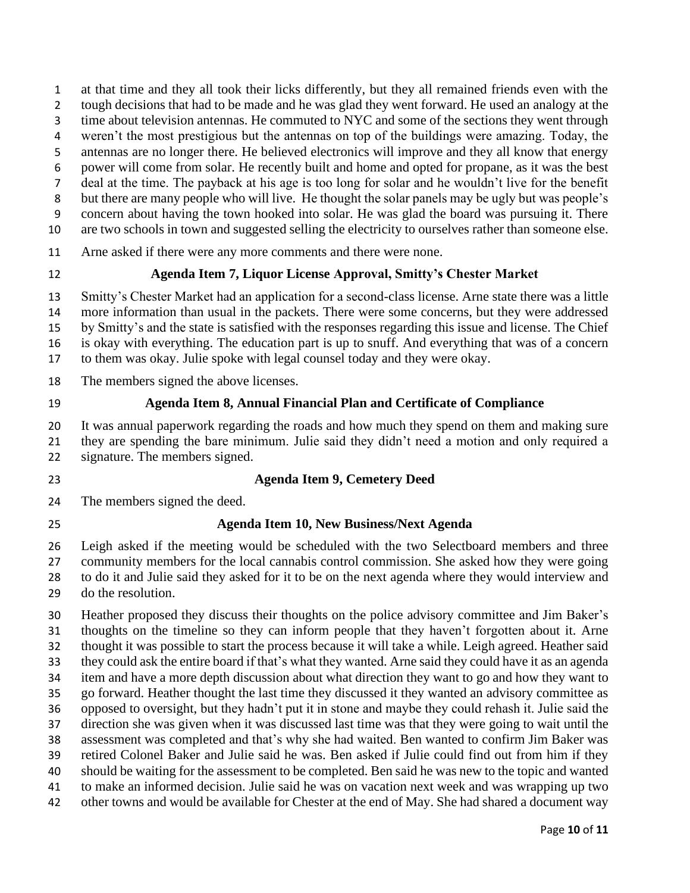at that time and they all took their licks differently, but they all remained friends even with the tough decisions that had to be made and he was glad they went forward. He used an analogy at the time about television antennas. He commuted to NYC and some of the sections they went through weren't the most prestigious but the antennas on top of the buildings were amazing. Today, the antennas are no longer there. He believed electronics will improve and they all know that energy power will come from solar. He recently built and home and opted for propane, as it was the best deal at the time. The payback at his age is too long for solar and he wouldn't live for the benefit but there are many people who will live. He thought the solar panels may be ugly but was people's concern about having the town hooked into solar. He was glad the board was pursuing it. There are two schools in town and suggested selling the electricity to ourselves rather than someone else.

Arne asked if there were any more comments and there were none.

**Agenda Item 7, Liquor License Approval, Smitty's Chester Market**

Smitty's Chester Market had an application for a second-class license. Arne state there was a little more information than usual in the packets. There were some concerns, but they were addressed by Smitty's and the state is satisfied with the responses regarding this issue and license. The Chief is okay with everything. The education part is up to snuff. And everything that was of a concern to them was okay. Julie spoke with legal counsel today and they were okay.

The members signed the above licenses.

**Agenda Item 8, Annual Financial Plan and Certificate of Compliance**

It was annual paperwork regarding the roads and how much they spend on them and making sure they are spending the bare minimum. Julie said they didn't need a motion and only required a signature. The members signed.

**Agenda Item 9, Cemetery Deed**

The members signed the deed.

**Agenda Item 10, New Business/Next Agenda**

Leigh asked if the meeting would be scheduled with the two Selectboard members and three community members for the local cannabis control commission. She asked how they were going to do it and Julie said they asked for it to be on the next agenda where they would interview and do the resolution.

Heather proposed they discuss their thoughts on the police advisory committee and Jim Baker's thoughts on the timeline so they can inform people that they haven't forgotten about it. Arne thought it was possible to start the process because it will take a while. Leigh agreed. Heather said they could ask the entire board if that's what they wanted. Arne said they could have it as an agenda item and have a more depth discussion about what direction they want to go and how they want to go forward. Heather thought the last time they discussed it they wanted an advisory committee as opposed to oversight, but they hadn't put it in stone and maybe they could rehash it. Julie said the direction she was given when it was discussed last time was that they were going to wait until the assessment was completed and that's why she had waited. Ben wanted to confirm Jim Baker was retired Colonel Baker and Julie said he was. Ben asked if Julie could find out from him if they should be waiting for the assessment to be completed. Ben said he was new to the topic and wanted to make an informed decision. Julie said he was on vacation next week and was wrapping up two other towns and would be available for Chester at the end of May. She had shared a document way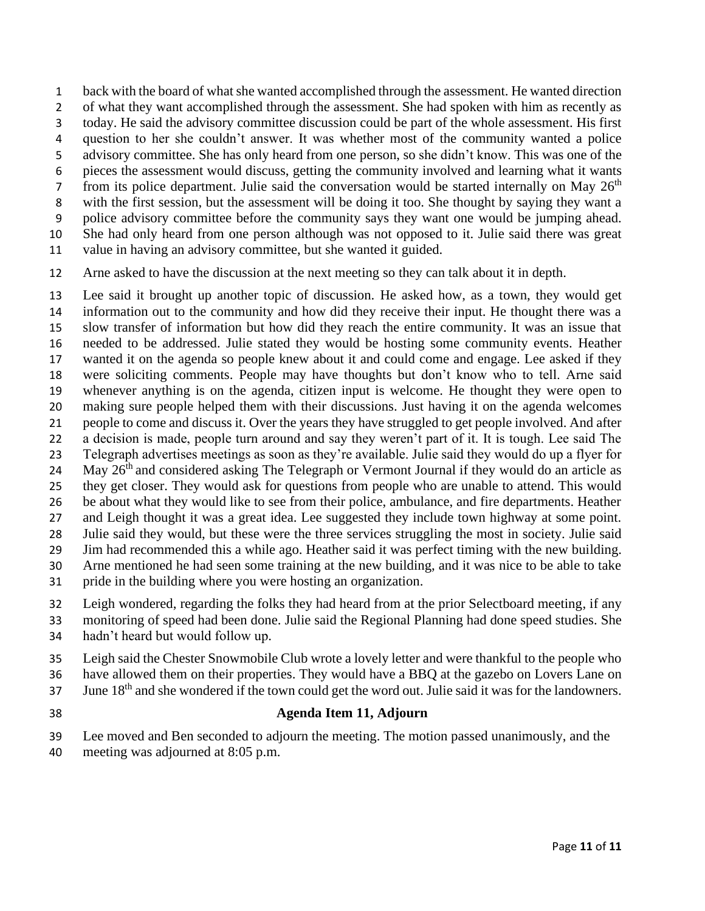back with the board of what she wanted accomplished through the assessment. He wanted direction of what they want accomplished through the assessment. She had spoken with him as recently as today. He said the advisory committee discussion could be part of the whole assessment. His first question to her she couldn't answer. It was whether most of the community wanted a police advisory committee. She has only heard from one person, so she didn't know. This was one of the pieces the assessment would discuss, getting the community involved and learning what it wants from its police department. Julie said the conversation would be started internally on May 26th with the first session, but the assessment will be doing it too. She thought by saying they want a police advisory committee before the community says they want one would be jumping ahead. She had only heard from one person although was not opposed to it. Julie said there was great value in having an advisory committee, but she wanted it guided.

Arne asked to have the discussion at the next meeting so they can talk about it in depth.

Lee said it brought up another topic of discussion. He asked how, as a town, they would get information out to the community and how did they receive their input. He thought there was a slow transfer of information but how did they reach the entire community. It was an issue that needed to be addressed. Julie stated they would be hosting some community events. Heather wanted it on the agenda so people knew about it and could come and engage. Lee asked if they were soliciting comments. People may have thoughts but don't know who to tell. Arne said whenever anything is on the agenda, citizen input is welcome. He thought they were open to making sure people helped them with their discussions. Just having it on the agenda welcomes people to come and discuss it. Over the years they have struggled to get people involved. And after a decision is made, people turn around and say they weren't part of it. It is tough. Lee said The Telegraph advertises meetings as soon as they're available. Julie said they would do up a flyer for May 26th and considered asking The Telegraph or Vermont Journal if they would do an article as they get closer. They would ask for questions from people who are unable to attend. This would be about what they would like to see from their police, ambulance, and fire departments. Heather and Leigh thought it was a great idea. Lee suggested they include town highway at some point. Julie said they would, but these were the three services struggling the most in society. Julie said Jim had recommended this a while ago. Heather said it was perfect timing with the new building. Arne mentioned he had seen some training at the new building, and it was nice to be able to take pride in the building where you were hosting an organization.

Leigh wondered, regarding the folks they had heard from at the prior Selectboard meeting, if any monitoring of speed had been done. Julie said the Regional Planning had done speed studies. She hadn't heard but would follow up.

Leigh said the Chester Snowmobile Club wrote a lovely letter and were thankful to the people who have allowed them on their properties. They would have a BBQ at the gazebo on Lovers Lane on June 18th and she wondered if the town could get the word out. Julie said it was for the landowners.

## Agenda Item 11, Adjourn

Lee moved and Ben seconded to adjourn the meeting. The motion passed unanimously, and the meeting was adjourned at 8:05 p.m.